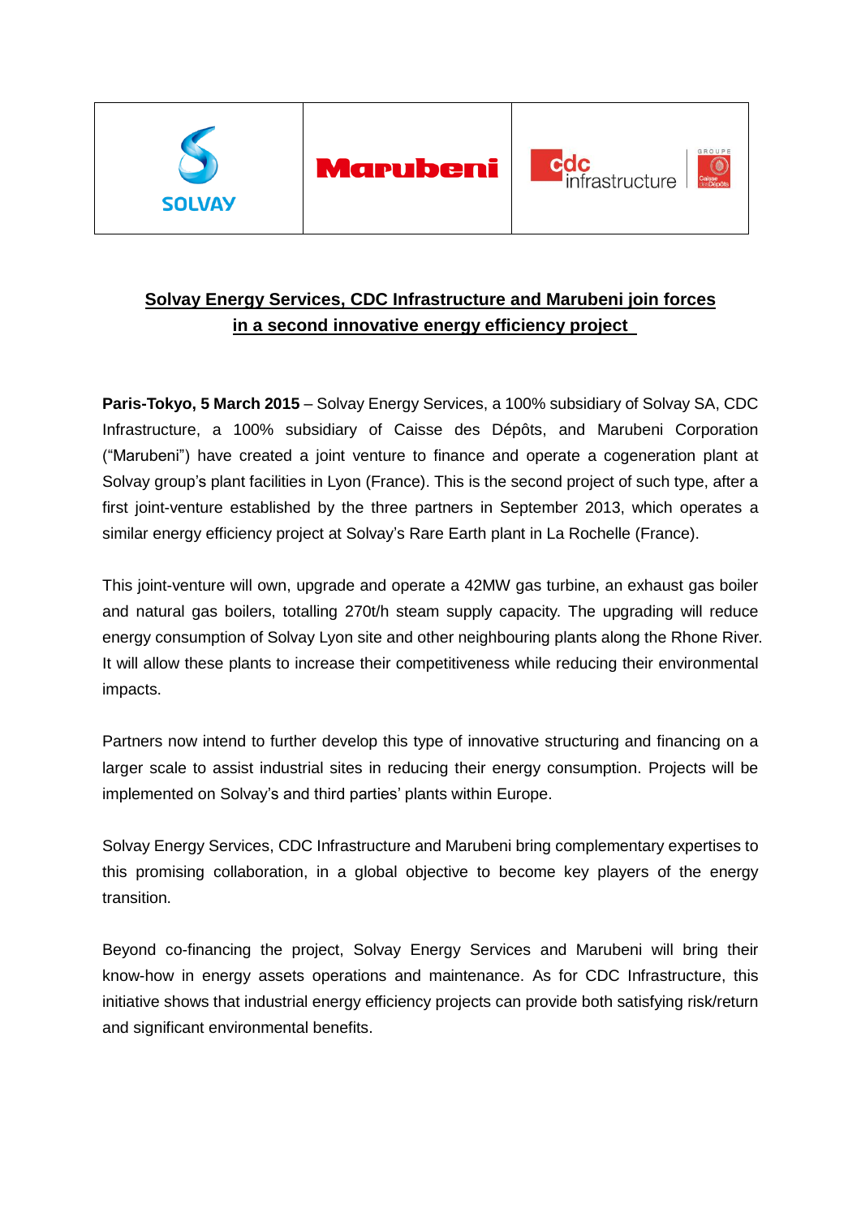Solvay Energy Services, CDC Infrastructure and Marubeni join forces in a second innovative energy efficiency project

**Paris-Tokyo, 5 March 2015** – Solvay Energy Services, a 100% subsidiary of Solvay SA, CDC Infrastructure, a 100% subsidiary of Caisse des Dépôts, and Marubeni Corporation ("Marubeni") have created a joint venture to finance and operate a cogeneration plant at Solvay group's plant facilities in Lyon (France). This is the second project of such type, after a first joint-venture established by the three partners in September 2013, which operates a similar energy efficiency project at Solvay's Rare Earth plant in La Rochelle (France).

This joint-venture will own, upgrade and operate a 42MW gas turbine, an exhaust gas boiler and natural gas boilers, totalling 270t/h steam supply capacity. The upgrading will reduce energy consumption of Solvay Lyon site and other neighbouring plants along the Rhone River. It will allow these plants to increase their competitiveness while reducing their environmental impacts.

Partners now intend to further develop this type of innovative structuring and financing on a larger scale to assist industrial sites in reducing their energy consumption. Projects will be implemented on Solvay's and third parties' plants within Europe.

Solvay Energy Services, CDC Infrastructure and Marubeni bring complementary expertises to this promising collaboration, in a global objective to become key players of the energy transition.

Beyond co-financing the project, Solvay Energy Services and Marubeni will bring their know-how in energy assets operations and maintenance. As for CDC Infrastructure, this initiative shows that industrial energy efficiency projects can provide both satisfying risk/return and significant environmental benefits.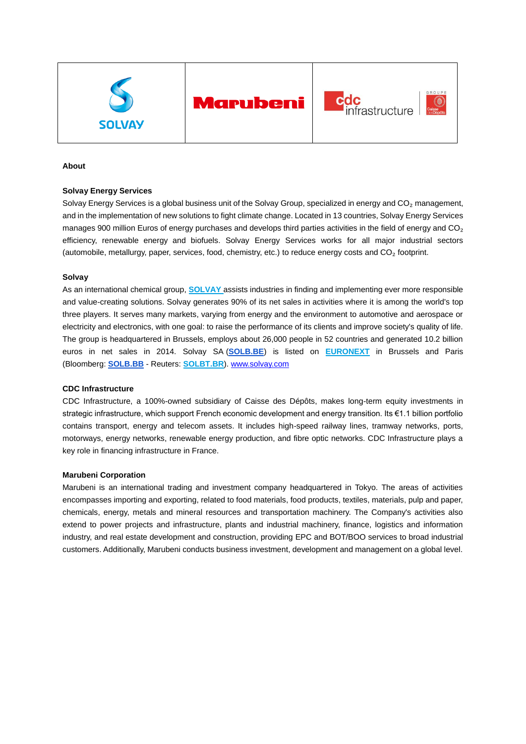**About**

**Solvay Energy Services**

Solvay Energy Services is a global business unit of the Solvay Group, specialized in energy and $CO_2$ management, and in the implementation of new solutions to fight climate change. Located in 13 countries, Solvay Energy Services manages 900 million Euros of energy purchases and develops third parties activities in the field of energy and $CO_2$ efficiency, renewable energy and biofuels. Solvay Energy Services works for all major industrial sectors (automobile, metallurgy, paper, services, food, chemistry, etc.) to reduce energy costs and $CO_2$ footprint.

**Solvay**

As an international chemical group, SOLVAY assists industries in finding and implementing ever more responsible and value-creating solutions. Solvay generates 90% of its net sales in activities where it is among the world's top three players. It serves many markets, varying from energy and the environment to automotive and aerospace or electricity and electronics, with one goal: to raise the performance of its clients and improve society's quality of life. The group is headquartered in Brussels, employs about 26,000 people in 52 countries and generated 10.2 billion euros in net sales in 2014. Solvay SA (SOLB.BE) is listed on EURONEXT in Brussels and Paris (Bloomberg: SOLB.BB - Reuters: SOLBT.BR). www.solvay.com

**CDC Infrastructure**

CDC Infrastructure, a 100%-owned subsidiary of Caisse des Dépôts, makes long-term equity investments in strategic infrastructure, which support French economic development and energy transition. Its €1.1 billion portfolio contains transport, energy and telecom assets. It includes high-speed railway lines, tramway networks, ports, motorways, energy networks, renewable energy production, and fibre optic networks. CDC Infrastructure plays a key role in financing infrastructure in France.

**Marubeni Corporation**

Marubeni is an international trading and investment company headquartered in Tokyo. The areas of activities encompasses importing and exporting, related to food materials, food products, textiles, materials, pulp and paper, chemicals, energy, metals and mineral resources and transportation machinery. The Company's activities also extend to power projects and infrastructure, plants and industrial machinery, finance, logistics and information industry, and real estate development and construction, providing EPC and BOT/BOO services to broad industrial customers. Additionally, Marubeni conducts business investment, development and management on a global level.